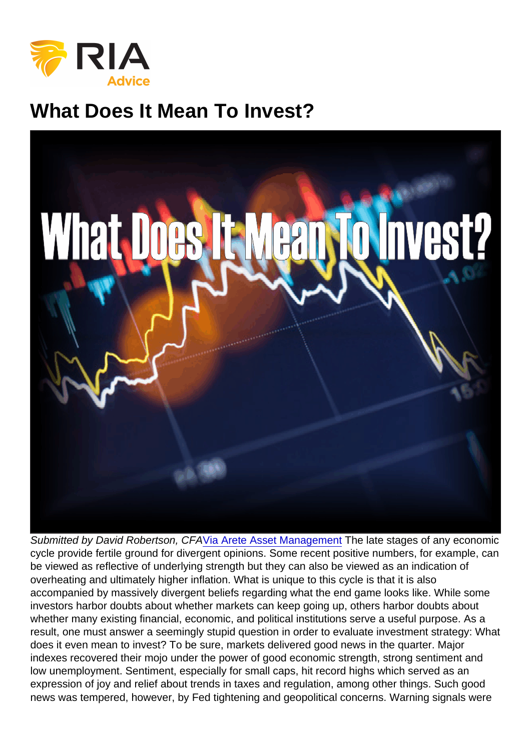# What Does It Mean To Invest?

*Submitted by David Robertson, CFA*[Via Arete Asset Management](#) The late stages of any economic cycle provide fertile ground for divergent opinions. Some recent positive numbers, for example, can be viewed as reflective of underlying strength but they can also be viewed as an indication of overheating and ultimately higher inflation. What is unique to this cycle is that it is also accompanied by massively divergent beliefs regarding what the end game looks like. While some investors harbor doubts about whether markets can keep going up, others harbor doubts about whether many existing financial, economic, and political institutions serve a useful purpose. As a result, one must answer a seemingly stupid question in order to evaluate investment strategy: What does it even mean to invest? To be sure, markets delivered good news in the quarter. Major indexes recovered their mojo under the power of good economic strength, strong sentiment and low unemployment. Sentiment, especially for small caps, hit record highs which served as an expression of joy and relief about trends in taxes and regulation, among other things. Such good news was tempered, however, by Fed tightening and geopolitical concerns. Warning signals were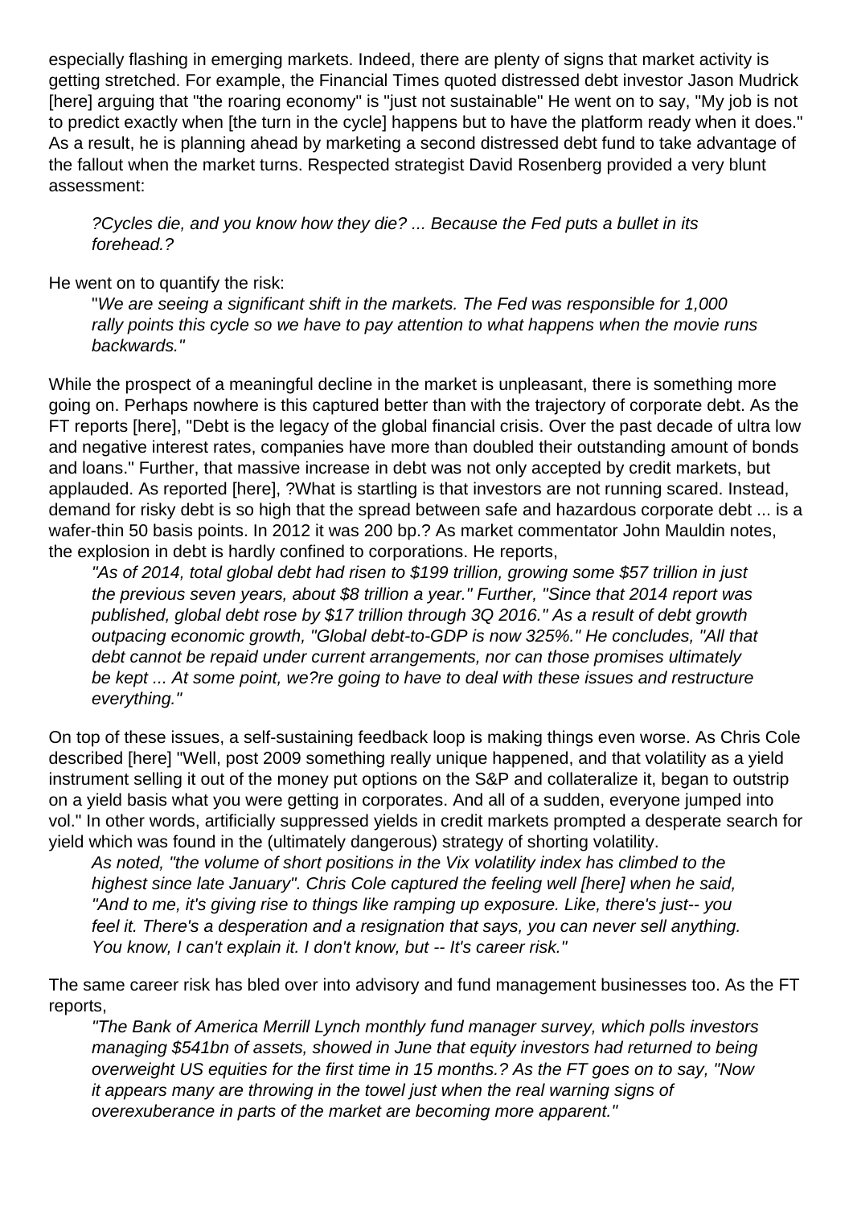especially flashing in emerging markets. Indeed, there are plenty of signs that market activity is getting stretched. For example, the Financial Times quoted distressed debt investor Jason Mudrick [here] arguing that "the roaring economy" is "just not sustainable" He went on to say, "My job is not to predict exactly when [the turn in the cycle] happens but to have the platform ready when it does." As a result, he is planning ahead by marketing a second distressed debt fund to take advantage of the fallout when the market turns. Respected strategist David Rosenberg provided a very blunt assessment:

> *?Cycles die, and you know how they die? ... Because the Fed puts a bullet in its forehead.?*

He went on to quantify the risk:

> "*We are seeing a significant shift in the markets. The Fed was responsible for 1,000 rally points this cycle so we have to pay attention to what happens when the movie runs backwards."*

While the prospect of a meaningful decline in the market is unpleasant, there is something more going on. Perhaps nowhere is this captured better than with the trajectory of corporate debt. As the FT reports [here], "Debt is the legacy of the global financial crisis. Over the past decade of ultra low and negative interest rates, companies have more than doubled their outstanding amount of bonds and loans." Further, that massive increase in debt was not only accepted by credit markets, but applauded. As reported [here], ?What is startling is that investors are not running scared. Instead, demand for risky debt is so high that the spread between safe and hazardous corporate debt ... is a wafer-thin 50 basis points. In 2012 it was 200 bp.? As market commentator John Mauldin notes, the explosion in debt is hardly confined to corporations. He reports,

> *"As of 2014, total global debt had risen to $199 trillion, growing some $57 trillion in just the previous seven years, about $8 trillion a year." Further, "Since that 2014 report was published, global debt rose by $17 trillion through 3Q 2016." As a result of debt growth outpacing economic growth, "Global debt-to-GDP is now 325%." He concludes, "All that debt cannot be repaid under current arrangements, nor can those promises ultimately be kept ... At some point, we?re going to have to deal with these issues and restructure everything."*

On top of these issues, a self-sustaining feedback loop is making things even worse. As Chris Cole described [here] "Well, post 2009 something really unique happened, and that volatility as a yield instrument selling it out of the money put options on the S&P and collateralize it, began to outstrip on a yield basis what you were getting in corporates. And all of a sudden, everyone jumped into vol." In other words, artificially suppressed yields in credit markets prompted a desperate search for yield which was found in the (ultimately dangerous) strategy of shorting volatility.

> *As noted, "the volume of short positions in the Vix volatility index has climbed to the highest since late January". Chris Cole captured the feeling well [here] when he said, "And to me, it's giving rise to things like ramping up exposure. Like, there's just-- you feel it. There's a desperation and a resignation that says, you can never sell anything. You know, I can't explain it. I don't know, but -- It's career risk."*

The same career risk has bled over into advisory and fund management businesses too. As the FT reports,

> *"The Bank of America Merrill Lynch monthly fund manager survey, which polls investors managing $541bn of assets, showed in June that equity investors had returned to being overweight US equities for the first time in 15 months.? As the FT goes on to say, "Now it appears many are throwing in the towel just when the real warning signs of overexuberance in parts of the market are becoming more apparent."*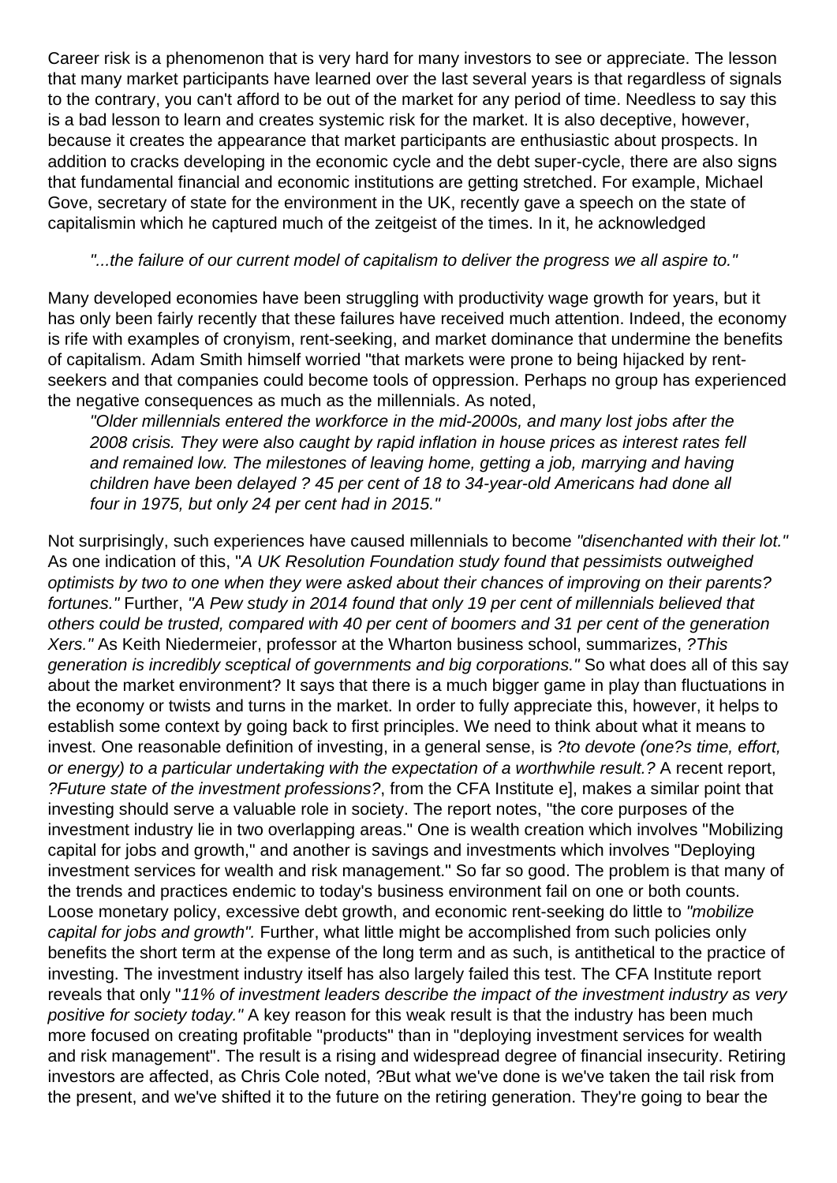Career risk is a phenomenon that is very hard for many investors to see or appreciate. The lesson that many market participants have learned over the last several years is that regardless of signals to the contrary, you can't afford to be out of the market for any period of time. Needless to say this is a bad lesson to learn and creates systemic risk for the market. It is also deceptive, however, because it creates the appearance that market participants are enthusiastic about prospects. In addition to cracks developing in the economic cycle and the debt super-cycle, there are also signs that fundamental financial and economic institutions are getting stretched. For example, Michael Gove, secretary of state for the environment in the UK, recently gave a speech on the state of capitalismin which he captured much of the zeitgeist of the times. In it, he acknowledged

> *"...the failure of our current model of capitalism to deliver the progress we all aspire to."*

Many developed economies have been struggling with productivity wage growth for years, but it has only been fairly recently that these failures have received much attention. Indeed, the economy is rife with examples of cronyism, rent-seeking, and market dominance that undermine the benefits of capitalism. Adam Smith himself worried "that markets were prone to being hijacked by rent-seekers and that companies could become tools of oppression. Perhaps no group has experienced the negative consequences as much as the millennials. As noted,

> *"Older millennials entered the workforce in the mid-2000s, and many lost jobs after the 2008 crisis. They were also caught by rapid inflation in house prices as interest rates fell and remained low. The milestones of leaving home, getting a job, marrying and having children have been delayed ? 45 per cent of 18 to 34-year-old Americans had done all four in 1975, but only 24 per cent had in 2015."*

Not surprisingly, such experiences have caused millennials to become *"disenchanted with their lot."* As one indication of this, "*A UK Resolution Foundation study found that pessimists outweighed optimists by two to one when they were asked about their chances of improving on their parents? fortunes."* Further, *"A Pew study in 2014 found that only 19 per cent of millennials believed that others could be trusted, compared with 40 per cent of boomers and 31 per cent of the generation Xers."* As Keith Niedermeier, professor at the Wharton business school, summarizes, *?This generation is incredibly sceptical of governments and big corporations."* So what does all of this say about the market environment? It says that there is a much bigger game in play than fluctuations in the economy or twists and turns in the market. In order to fully appreciate this, however, it helps to establish some context by going back to first principles. We need to think about what it means to invest. One reasonable definition of investing, in a general sense, is *?to devote (one?s time, effort, or energy) to a particular undertaking with the expectation of a worthwhile result.?* A recent report, *?Future state of the investment professions?*, from the CFA Institute e], makes a similar point that investing should serve a valuable role in society. The report notes, "the core purposes of the investment industry lie in two overlapping areas." One is wealth creation which involves "Mobilizing capital for jobs and growth," and another is savings and investments which involves "Deploying investment services for wealth and risk management." So far so good. The problem is that many of the trends and practices endemic to today's business environment fail on one or both counts. Loose monetary policy, excessive debt growth, and economic rent-seeking do little to *"mobilize capital for jobs and growth".* Further, what little might be accomplished from such policies only benefits the short term at the expense of the long term and as such, is antithetical to the practice of investing. The investment industry itself has also largely failed this test. The CFA Institute report reveals that only "*11% of investment leaders describe the impact of the investment industry as very positive for society today."* A key reason for this weak result is that the industry has been much more focused on creating profitable "products" than in "deploying investment services for wealth and risk management". The result is a rising and widespread degree of financial insecurity. Retiring investors are affected, as Chris Cole noted, ?But what we've done is we've taken the tail risk from the present, and we've shifted it to the future on the retiring generation. They're going to bear the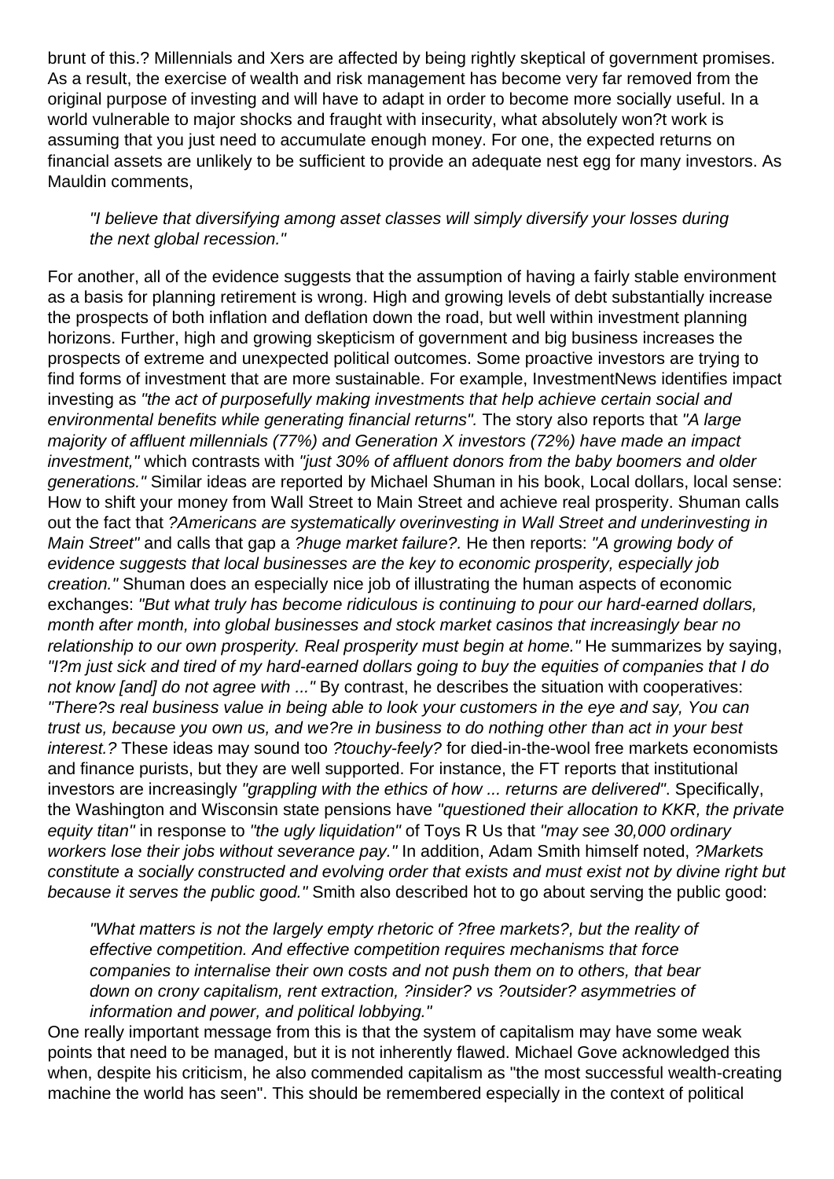brunt of this.? Millennials and Xers are affected by being rightly skeptical of government promises. As a result, the exercise of wealth and risk management has become very far removed from the original purpose of investing and will have to adapt in order to become more socially useful. In a world vulnerable to major shocks and fraught with insecurity, what absolutely won?t work is assuming that you just need to accumulate enough money. For one, the expected returns on financial assets are unlikely to be sufficient to provide an adequate nest egg for many investors. As Mauldin comments,

> *"I believe that diversifying among asset classes will simply diversify your losses during the next global recession."*

For another, all of the evidence suggests that the assumption of having a fairly stable environment as a basis for planning retirement is wrong. High and growing levels of debt substantially increase the prospects of both inflation and deflation down the road, but well within investment planning horizons. Further, high and growing skepticism of government and big business increases the prospects of extreme and unexpected political outcomes. Some proactive investors are trying to find forms of investment that are more sustainable. For example, InvestmentNews identifies impact investing as *"the act of purposefully making investments that help achieve certain social and environmental benefits while generating financial returns".* The story also reports that *"A large majority of affluent millennials (77%) and Generation X investors (72%) have made an impact investment,"* which contrasts with *"just 30% of affluent donors from the baby boomers and older generations."* Similar ideas are reported by Michael Shuman in his book, Local dollars, local sense: How to shift your money from Wall Street to Main Street and achieve real prosperity. Shuman calls out the fact that *?Americans are systematically overinvesting in Wall Street and underinvesting in Main Street"* and calls that gap a *?huge market failure?.* He then reports: *"A growing body of evidence suggests that local businesses are the key to economic prosperity, especially job creation."* Shuman does an especially nice job of illustrating the human aspects of economic exchanges: *"But what truly has become ridiculous is continuing to pour our hard-earned dollars, month after month, into global businesses and stock market casinos that increasingly bear no relationship to our own prosperity. Real prosperity must begin at home."* He summarizes by saying, *"I?m just sick and tired of my hard-earned dollars going to buy the equities of companies that I do not know [and] do not agree with ..."* By contrast, he describes the situation with cooperatives: *"There?s real business value in being able to look your customers in the eye and say, You can trust us, because you own us, and we?re in business to do nothing other than act in your best interest.?* These ideas may sound too *?touchy-feely?* for died-in-the-wool free markets economists and finance purists, but they are well supported. For instance, the FT reports that institutional investors are increasingly *"grappling with the ethics of how ... returns are delivered"*. Specifically, the Washington and Wisconsin state pensions have *"questioned their allocation to KKR, the private equity titan"* in response to *"the ugly liquidation"* of Toys R Us that *"may see 30,000 ordinary workers lose their jobs without severance pay."* In addition, Adam Smith himself noted, *?Markets constitute a socially constructed and evolving order that exists and must exist not by divine right but because it serves the public good."* Smith also described hot to go about serving the public good:

> *"What matters is not the largely empty rhetoric of ?free markets?, but the reality of effective competition. And effective competition requires mechanisms that force companies to internalise their own costs and not push them on to others, that bear down on crony capitalism, rent extraction, ?insider? vs ?outsider? asymmetries of information and power, and political lobbying."*

One really important message from this is that the system of capitalism may have some weak points that need to be managed, but it is not inherently flawed. Michael Gove acknowledged this when, despite his criticism, he also commended capitalism as "the most successful wealth-creating machine the world has seen". This should be remembered especially in the context of political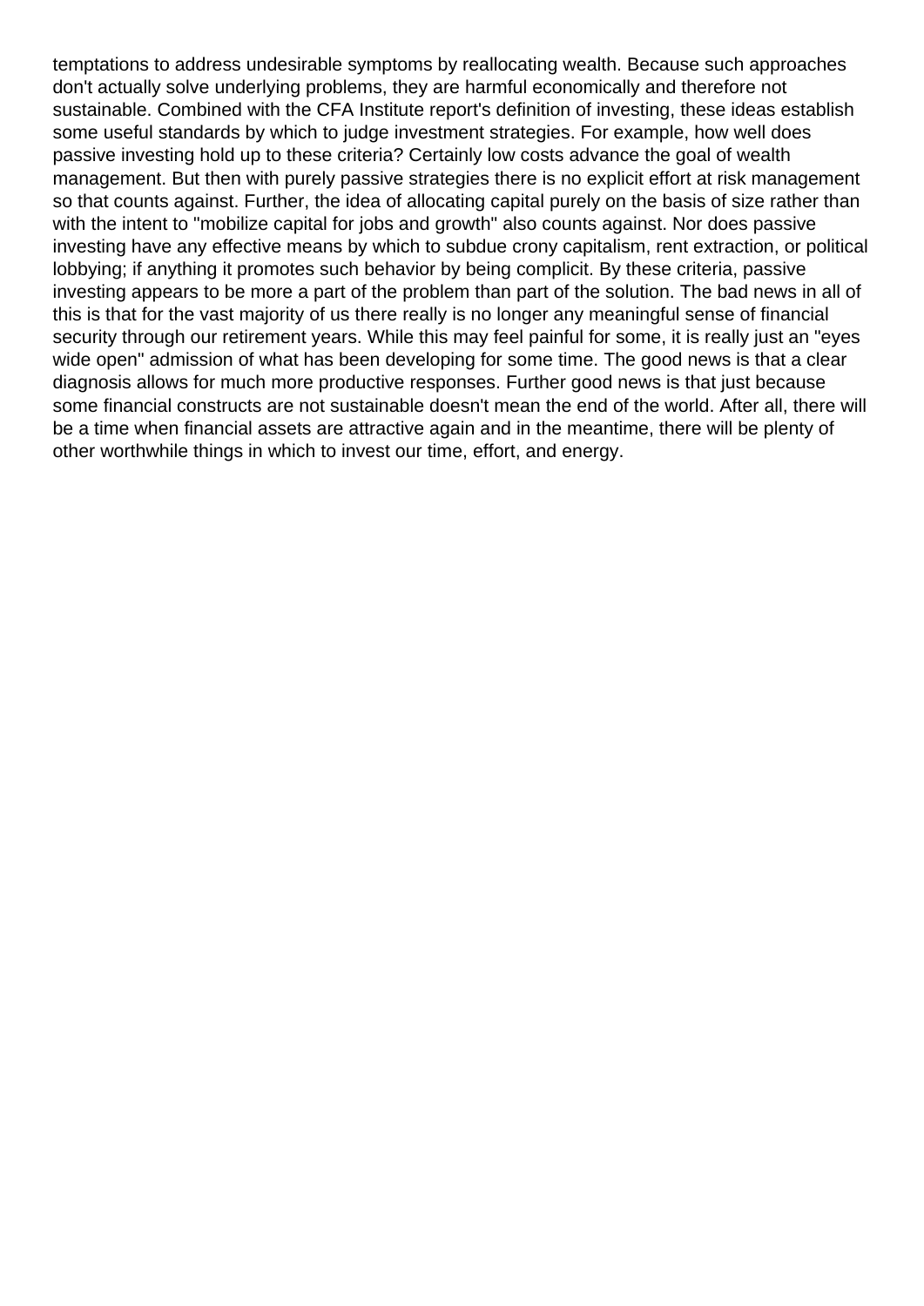temptations to address undesirable symptoms by reallocating wealth. Because such approaches don't actually solve underlying problems, they are harmful economically and therefore not sustainable. Combined with the CFA Institute report's definition of investing, these ideas establish some useful standards by which to judge investment strategies. For example, how well does passive investing hold up to these criteria? Certainly low costs advance the goal of wealth management. But then with purely passive strategies there is no explicit effort at risk management so that counts against. Further, the idea of allocating capital purely on the basis of size rather than with the intent to "mobilize capital for jobs and growth" also counts against. Nor does passive investing have any effective means by which to subdue crony capitalism, rent extraction, or political lobbying; if anything it promotes such behavior by being complicit. By these criteria, passive investing appears to be more a part of the problem than part of the solution. The bad news in all of this is that for the vast majority of us there really is no longer any meaningful sense of financial security through our retirement years. While this may feel painful for some, it is really just an "eyes wide open" admission of what has been developing for some time. The good news is that a clear diagnosis allows for much more productive responses. Further good news is that just because some financial constructs are not sustainable doesn't mean the end of the world. After all, there will be a time when financial assets are attractive again and in the meantime, there will be plenty of other worthwhile things in which to invest our time, effort, and energy.